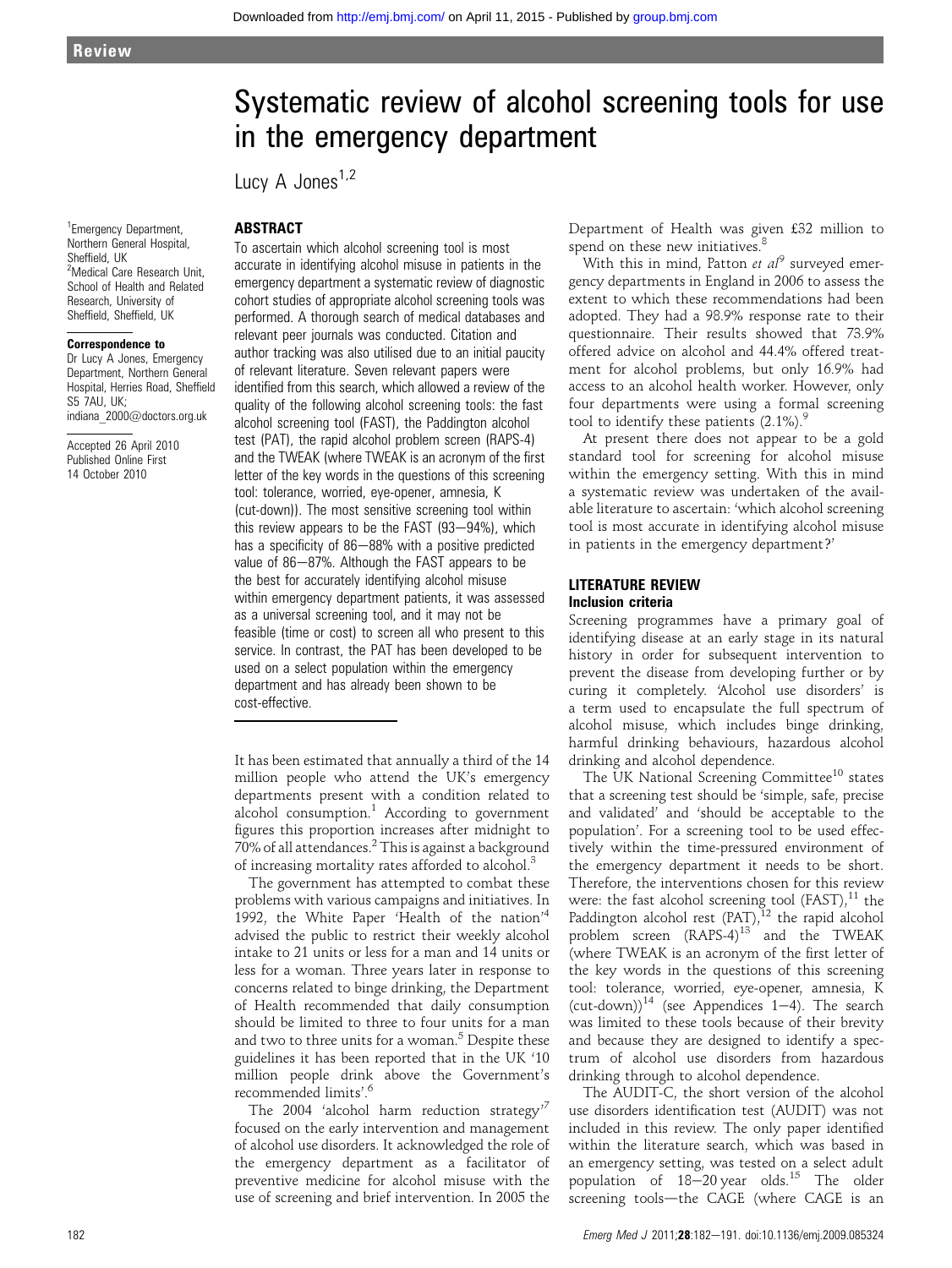Review

# Systematic review of alcohol screening tools for use in the emergency department

Lucy A Jones[1,2]

[1]Emergency Department, Northern General Hospital, Sheffield, UK
[2]Medical Care Research Unit, School of Health and Related Research, University of Sheffield, Sheffield, UK

**Correspondence to**
Dr Lucy A Jones, Emergency Department, Northern General Hospital, Herries Road, Sheffield S5 7AU, UK; indiana_2000@doctors.org.uk

Accepted 26 April 2010
Published Online First 14 October 2010

## ABSTRACT

To ascertain which alcohol screening tool is most accurate in identifying alcohol misuse in patients in the emergency department a systematic review of diagnostic cohort studies of appropriate alcohol screening tools was performed. A thorough search of medical databases and relevant peer journals was conducted. Citation and author tracking was also utilised due to an initial paucity of relevant literature. Seven relevant papers were identified from this search, which allowed a review of the quality of the following alcohol screening tools: the fast alcohol screening tool (FAST), the Paddington alcohol test (PAT), the rapid alcohol problem screen (RAPS-4) and the TWEAK (where TWEAK is an acronym of the first letter of the key words in the questions of this screening tool: tolerance, worried, eye-opener, amnesia, K (cut-down)). The most sensitive screening tool within this review appears to be the FAST (93–94%), which has a specificity of 86–88% with a positive predicted value of 86–87%. Although the FAST appears to be the best for accurately identifying alcohol misuse within emergency department patients, it was assessed as a universal screening tool, and it may not be feasible (time or cost) to screen all who present to this service. In contrast, the PAT has been developed to be used on a select population within the emergency department and has already been shown to be cost-effective.

It has been estimated that annually a third of the 14 million people who attend the UK's emergency departments present with a condition related to alcohol consumption.[1] According to government figures this proportion increases after midnight to 70% of all attendances.[2] This is against a background of increasing mortality rates afforded to alcohol.[3]

The government has attempted to combat these problems with various campaigns and initiatives. In 1992, the White Paper 'Health of the nation'[4] advised the public to restrict their weekly alcohol intake to 21 units or less for a man and 14 units or less for a woman. Three years later in response to concerns related to binge drinking, the Department of Health recommended that daily consumption should be limited to three to four units for a man and two to three units for a woman.[5] Despite these guidelines it has been reported that in the UK '10 million people drink above the Government's recommended limits'.[6]

The 2004 'alcohol harm reduction strategy'[7] focused on the early intervention and management of alcohol use disorders. It acknowledged the role of the emergency department as a facilitator of preventive medicine for alcohol misuse with the use of screening and brief intervention. In 2005 the Department of Health was given £32 million to spend on these new initiatives.[8]

With this in mind, Patton *et al*[9] surveyed emergency departments in England in 2006 to assess the extent to which these recommendations had been adopted. They had a 98.9% response rate to their questionnaire. Their results showed that 73.9% offered advice on alcohol and 44.4% offered treatment for alcohol problems, but only 16.9% had access to an alcohol health worker. However, only four departments were using a formal screening tool to identify these patients (2.1%).[9]

At present there does not appear to be a gold standard tool for screening for alcohol misuse within the emergency setting. With this in mind a systematic review was undertaken of the available literature to ascertain: 'which alcohol screening tool is most accurate in identifying alcohol misuse in patients in the emergency department?'

## LITERATURE REVIEW

### Inclusion criteria

Screening programmes have a primary goal of identifying disease at an early stage in its natural history in order for subsequent intervention to prevent the disease from developing further or by curing it completely. 'Alcohol use disorders' is a term used to encapsulate the full spectrum of alcohol misuse, which includes binge drinking, harmful drinking behaviours, hazardous alcohol drinking and alcohol dependence.

The UK National Screening Committee[10] states that a screening test should be 'simple, safe, precise and validated' and 'should be acceptable to the population'. For a screening tool to be used effectively within the time-pressured environment of the emergency department it needs to be short. Therefore, the interventions chosen for this review were: the fast alcohol screening tool (FAST),[11] the Paddington alcohol rest (PAT),[12] the rapid alcohol problem screen (RAPS-4)[13] and the TWEAK (where TWEAK is an acronym of the first letter of the key words in the questions of this screening tool: tolerance, worried, eye-opener, amnesia, K (cut-down))[14] (see Appendices 1–4). The search was limited to these tools because of their brevity and because they are designed to identify a spectrum of alcohol use disorders from hazardous drinking through to alcohol dependence.

The AUDIT-C, the short version of the alcohol use disorders identification test (AUDIT) was not included in this review. The only paper identified within the literature search, which was based in an emergency setting, was tested on a select adult population of 18–20 year olds.[15] The older screening tools—the CAGE (where CAGE is an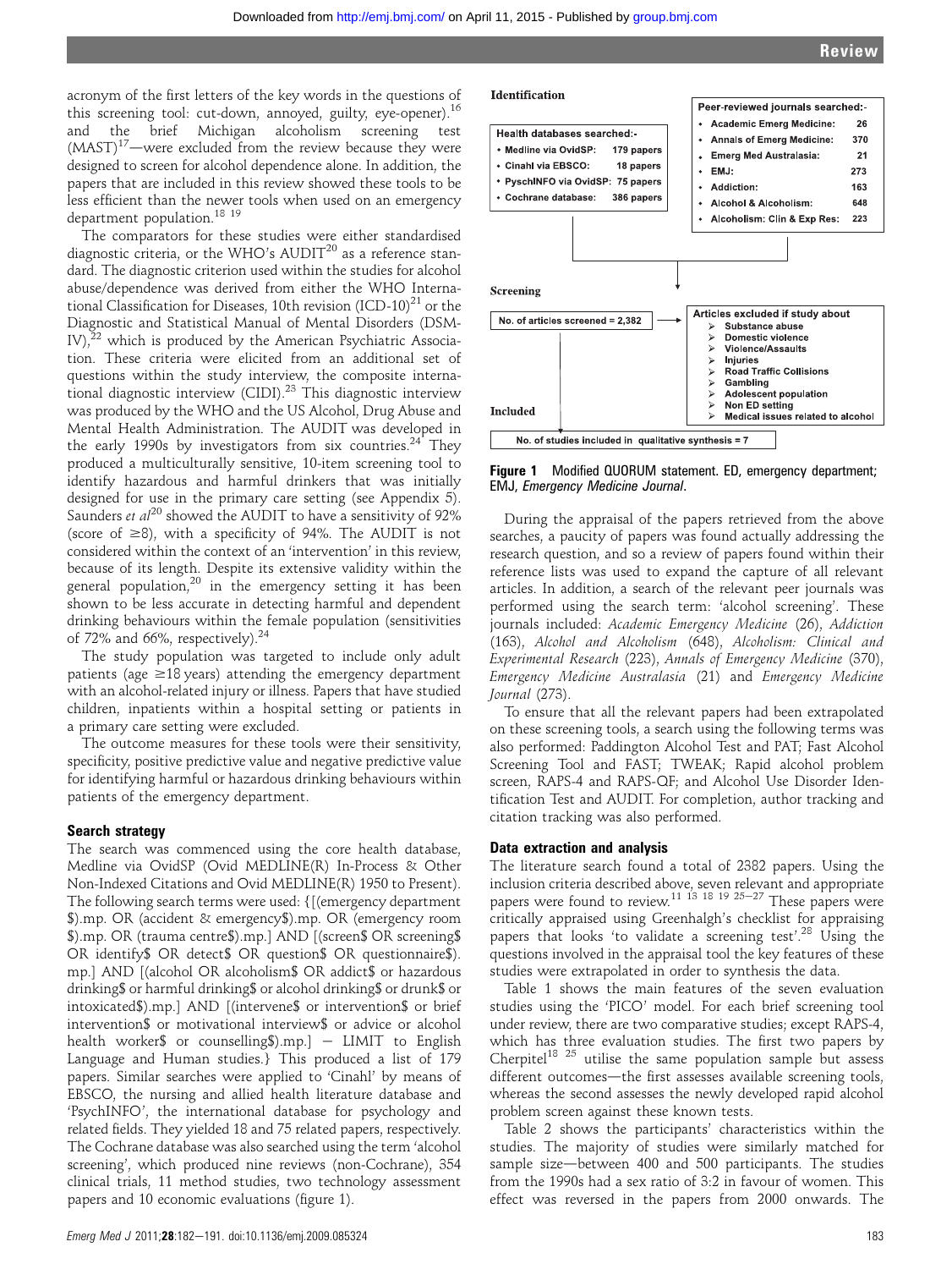acronym of the first letters of the key words in the questions of this screening tool: cut-down, annoyed, guilty, eye-opener).[16] and the brief Michigan alcoholism screening test (MAST)[17]—were excluded from the review because they were designed to screen for alcohol dependence alone. In addition, the papers that are included in this review showed these tools to be less efficient than the newer tools when used on an emergency department population.[18 19]

The comparators for these studies were either standardised diagnostic criteria, or the WHO's AUDIT[20] as a reference standard. The diagnostic criterion used within the studies for alcohol abuse/dependence was derived from either the WHO International Classification for Diseases, 10th revision (ICD-10)[21] or the Diagnostic and Statistical Manual of Mental Disorders (DSM-IV),[22] which is produced by the American Psychiatric Association. These criteria were elicited from an additional set of questions within the study interview, the composite international diagnostic interview (CIDI).[23] This diagnostic interview was produced by the WHO and the US Alcohol, Drug Abuse and Mental Health Administration. The AUDIT was developed in the early 1990s by investigators from six countries.[24] They produced a multiculturally sensitive, 10-item screening tool to identify hazardous and harmful drinkers that was initially designed for use in the primary care setting (see Appendix 5). Saunders *et al*[20] showed the AUDIT to have a sensitivity of 92% (score of ≥8), with a specificity of 94%. The AUDIT is not considered within the context of an 'intervention' in this review, because of its length. Despite its extensive validity within the general population,[20] in the emergency setting it has been shown to be less accurate in detecting harmful and dependent drinking behaviours within the female population (sensitivities of 72% and 66%, respectively).[24]

The study population was targeted to include only adult patients (age ≥18 years) attending the emergency department with an alcohol-related injury or illness. Papers that have studied children, inpatients within a hospital setting or patients in a primary care setting were excluded.

The outcome measures for these tools were their sensitivity, specificity, positive predictive value and negative predictive value for identifying harmful or hazardous drinking behaviours within patients of the emergency department.

## Search strategy

The search was commenced using the core health database, Medline via OvidSP (Ovid MEDLINE(R) In-Process & Other Non-Indexed Citations and Ovid MEDLINE(R) 1950 to Present). The following search terms were used: {[(emergency department $).mp. OR (accident & emergency$).mp. OR (emergency room $).mp. OR (trauma centre$).mp.] AND [(screen$ OR screening$ OR identify$ OR detect$ OR question$ OR questionnaire$).mp.] AND [(alcohol OR alcoholism$ OR addict$ or hazardous drinking$ or harmful drinking$ or alcohol drinking$ or drunk$ or intoxicated$).mp.] AND [(intervene$ or intervention$ or brief intervention$ or motivational interview$ or advice or alcohol health worker$ or counselling$).mp.] − LIMIT to English Language and Human studies.} This produced a list of 179 papers. Similar searches were applied to 'Cinahl' by means of EBSCO, the nursing and allied health literature database and 'PsychINFO', the international database for psychology and related fields. They yielded 18 and 75 related papers, respectively. The Cochrane database was also searched using the term 'alcohol screening', which produced nine reviews (non-Cochrane), 354 clinical trials, 11 method studies, two technology assessment papers and 10 economic evaluations (figure 1).

**Identification**

Health databases searched:-
- Medline via OvidSP: 179 papers
- Cinahl via EBSCO: 18 papers
- PyschINFO via OvidSP: 75 papers
- Cochrane database: 386 papers

Peer-reviewed journals searched:-
- Academic Emerg Medicine: 26
- Annals of Emerg Medicine: 370
- Emerg Med Australasia: 21
- EMJ: 273
- Addiction: 163
- Alcohol & Alcoholism: 648
- Alcoholism: Clin & Exp Res: 223

**Screening**

No. of articles screened = 2,382

Articles excluded if study about
- Substance abuse
- Domestic violence
- Violence/Assaults
- Injuries
- Road Traffic Collisions
- Gambling
- Adolescent population
- Non ED setting
- Medical issues related to alcohol

**Included**

No. of studies included in qualitative synthesis = 7

**Figure 1** Modified QUORUM statement. ED, emergency department; EMJ, *Emergency Medicine Journal*.

During the appraisal of the papers retrieved from the above searches, a paucity of papers was found actually addressing the research question, and so a review of papers found within their reference lists was used to expand the capture of all relevant articles. In addition, a search of the relevant peer journals was performed using the search term: 'alcohol screening'. These journals included: *Academic Emergency Medicine* (26), *Addiction* (163), *Alcohol and Alcoholism* (648), *Alcoholism: Clinical and Experimental Research* (223), *Annals of Emergency Medicine* (370), *Emergency Medicine Australasia* (21) and *Emergency Medicine Journal* (273).

To ensure that all the relevant papers had been extrapolated on these screening tools, a search using the following terms was also performed: Paddington Alcohol Test and PAT; Fast Alcohol Screening Tool and FAST; TWEAK; Rapid alcohol problem screen, RAPS-4 and RAPS-QF; and Alcohol Use Disorder Identification Test and AUDIT. For completion, author tracking and citation tracking was also performed.

## Data extraction and analysis

The literature search found a total of 2382 papers. Using the inclusion criteria described above, seven relevant and appropriate papers were found to review.[11 13 18 19 25–27] These papers were critically appraised using Greenhalgh's checklist for appraising papers that looks 'to validate a screening test'.[28] Using the questions involved in the appraisal tool the key features of these studies were extrapolated in order to synthesis the data.

Table 1 shows the main features of the seven evaluation studies using the 'PICO' model. For each brief screening tool under review, there are two comparative studies; except RAPS-4, which has three evaluation studies. The first two papers by Cherpitel[18 25] utilise the same population sample but assess different outcomes—the first assesses available screening tools, whereas the second assesses the newly developed rapid alcohol problem screen against these known tests.

Table 2 shows the participants' characteristics within the studies. The majority of studies were similarly matched for sample size—between 400 and 500 participants. The studies from the 1990s had a sex ratio of 3:2 in favour of women. This effect was reversed in the papers from 2000 onwards. The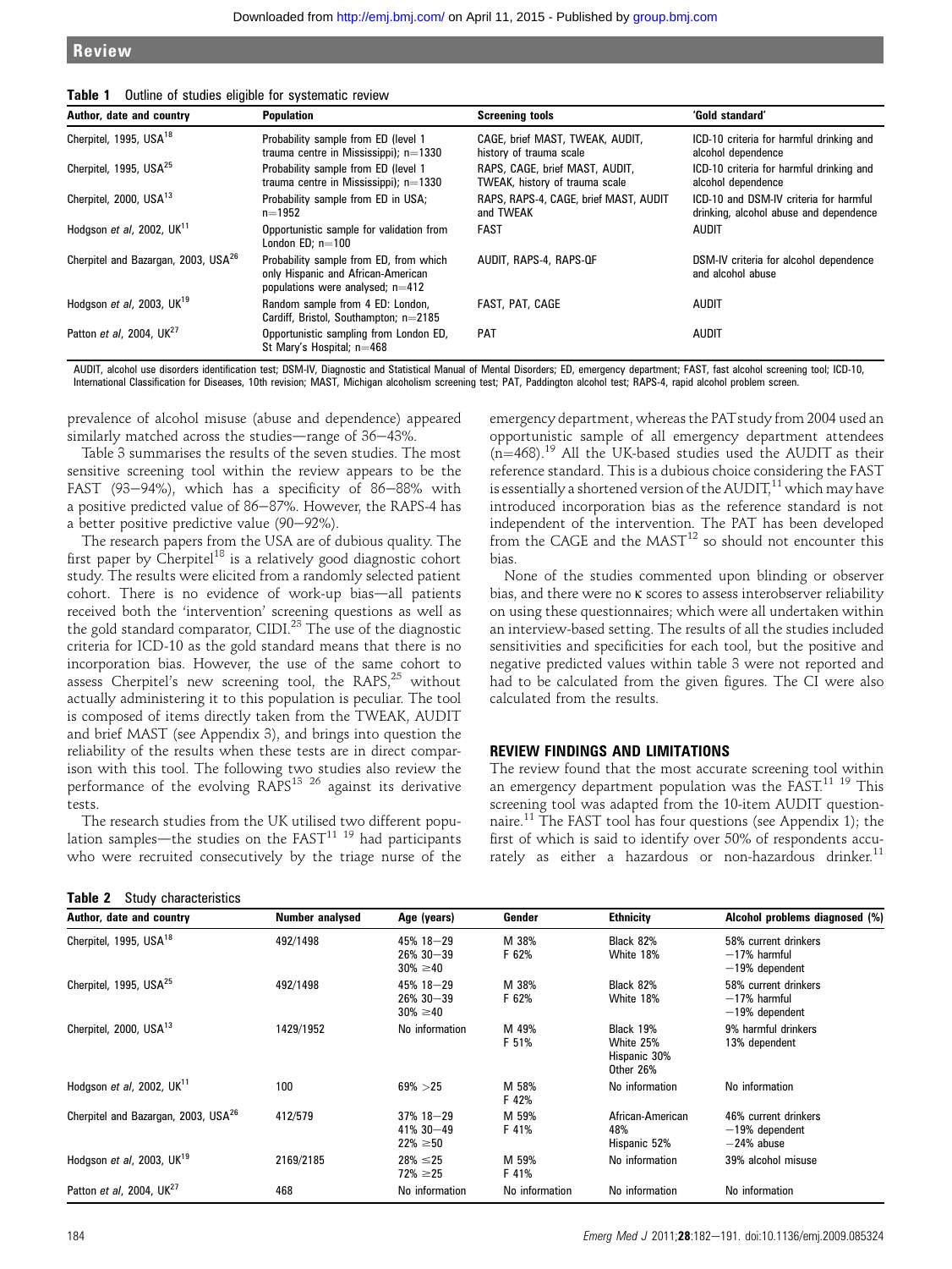**Table 1** Outline of studies eligible for systematic review

| Author, date and country | Population | Screening tools | 'Gold standard' |
|---|---|---|---|
| Cherpitel, 1995, USA[18] | Probability sample from ED (level 1 trauma centre in Mississippi); n=1330 | CAGE, brief MAST, TWEAK, AUDIT, history of trauma scale | ICD-10 criteria for harmful drinking and alcohol dependence |
| Cherpitel, 1995, USA[25] | Probability sample from ED (level 1 trauma centre in Mississippi); n=1330 | RAPS, CAGE, brief MAST, AUDIT, TWEAK, history of trauma scale | ICD-10 criteria for harmful drinking and alcohol dependence |
| Cherpitel, 2000, USA[13] | Probability sample from ED in USA; n=1952 | RAPS, RAPS-4, CAGE, brief MAST, AUDIT and TWEAK | ICD-10 and DSM-IV criteria for harmful drinking, alcohol abuse and dependence |
| Hodgson *et al*, 2002, UK[11] | Opportunistic sample for validation from London ED; n=100 | FAST | AUDIT |
| Cherpitel and Bazargan, 2003, USA[26] | Probability sample from ED, from which only Hispanic and African-American populations were analysed; n=412 | AUDIT, RAPS-4, RAPS-QF | DSM-IV criteria for alcohol dependence and alcohol abuse |
| Hodgson *et al*, 2003, UK[19] | Random sample from 4 ED: London, Cardiff, Bristol, Southampton; n=2185 | FAST, PAT, CAGE | AUDIT |
| Patton *et al*, 2004, UK[27] | Opportunistic sampling from London ED, St Mary's Hospital; n=468 | PAT | AUDIT |

AUDIT, alcohol use disorders identification test; DSM-IV, Diagnostic and Statistical Manual of Mental Disorders; ED, emergency department; FAST, fast alcohol screening tool; ICD-10, International Classification for Diseases, 10th revision; MAST, Michigan alcoholism screening test; PAT, Paddington alcohol test; RAPS-4, rapid alcohol problem screen.

prevalence of alcohol misuse (abuse and dependence) appeared similarly matched across the studies—range of 36–43%.

Table 3 summarises the results of the seven studies. The most sensitive screening tool within the review appears to be the FAST (93–94%), which has a specificity of 86–88% with a positive predicted value of 86–87%. However, the RAPS-4 has a better positive predictive value (90–92%).

The research papers from the USA are of dubious quality. The first paper by Cherpitel[18] is a relatively good diagnostic cohort study. The results were elicited from a randomly selected patient cohort. There is no evidence of work-up bias—all patients received both the 'intervention' screening questions as well as the gold standard comparator, CIDI.[23] The use of the diagnostic criteria for ICD-10 as the gold standard means that there is no incorporation bias. However, the use of the same cohort to assess Cherpitel's new screening tool, the RAPS,[25] without actually administering it to this population is peculiar. The tool is composed of items directly taken from the TWEAK, AUDIT and brief MAST (see Appendix 3), and brings into question the reliability of the results when these tests are in direct comparison with this tool. The following two studies also review the performance of the evolving RAPS[13 26] against its derivative tests.

The research studies from the UK utilised two different population samples—the studies on the FAST[11 19] had participants who were recruited consecutively by the triage nurse of the emergency department, whereas the PAT study from 2004 used an opportunistic sample of all emergency department attendees (n=468).[19] All the UK-based studies used the AUDIT as their reference standard. This is a dubious choice considering the FAST is essentially a shortened version of the AUDIT,[11] which may have introduced incorporation bias as the reference standard is not independent of the intervention. The PAT has been developed from the CAGE and the MAST[12] so should not encounter this bias.

None of the studies commented upon blinding or observer bias, and there were no κ scores to assess interobserver reliability on using these questionnaires; which were all undertaken within an interview-based setting. The results of all the studies included sensitivities and specificities for each tool, but the positive and negative predicted values within table 3 were not reported and had to be calculated from the given figures. The CI were also calculated from the results.

## REVIEW FINDINGS AND LIMITATIONS

The review found that the most accurate screening tool within an emergency department population was the FAST.[11 19] This screening tool was adapted from the 10-item AUDIT questionnaire.[11] The FAST tool has four questions (see Appendix 1); the first of which is said to identify over 50% of respondents accurately as either a hazardous or non-hazardous drinker.[11]

**Table 2** Study characteristics

| Author, date and country | Number analysed | Age (years) | Gender | Ethnicity | Alcohol problems diagnosed (%) |
|---|---|---|---|---|---|
| Cherpitel, 1995, USA[18] | 492/1498 | 45% 18–29<br>26% 30–39<br>30% ≥40 | M 38%<br>F 62% | Black 82%<br>White 18% | 58% current drinkers<br>−17% harmful<br>−19% dependent |
| Cherpitel, 1995, USA[25] | 492/1498 | 45% 18–29<br>26% 30–39<br>30% ≥40 | M 38%<br>F 62% | Black 82%<br>White 18% | 58% current drinkers<br>−17% harmful<br>−19% dependent |
| Cherpitel, 2000, USA[13] | 1429/1952 | No information | M 49%<br>F 51% | Black 19%<br>White 25%<br>Hispanic 30%<br>Other 26% | 9% harmful drinkers<br>13% dependent |
| Hodgson *et al*, 2002, UK[11] | 100 | 69% >25 | M 58%<br>F 42% | No information | No information |
| Cherpitel and Bazargan, 2003, USA[26] | 412/579 | 37% 18–29<br>41% 30–49<br>22% ≥50 | M 59%<br>F 41% | African-American 48%<br>Hispanic 52% | 46% current drinkers<br>−19% dependent<br>−24% abuse |
| Hodgson *et al*, 2003, UK[19] | 2169/2185 | 28% ≤25<br>72% ≥25 | M 59%<br>F 41% | No information | 39% alcohol misuse |
| Patton *et al*, 2004, UK[27] | 468 | No information | No information | No information | No information |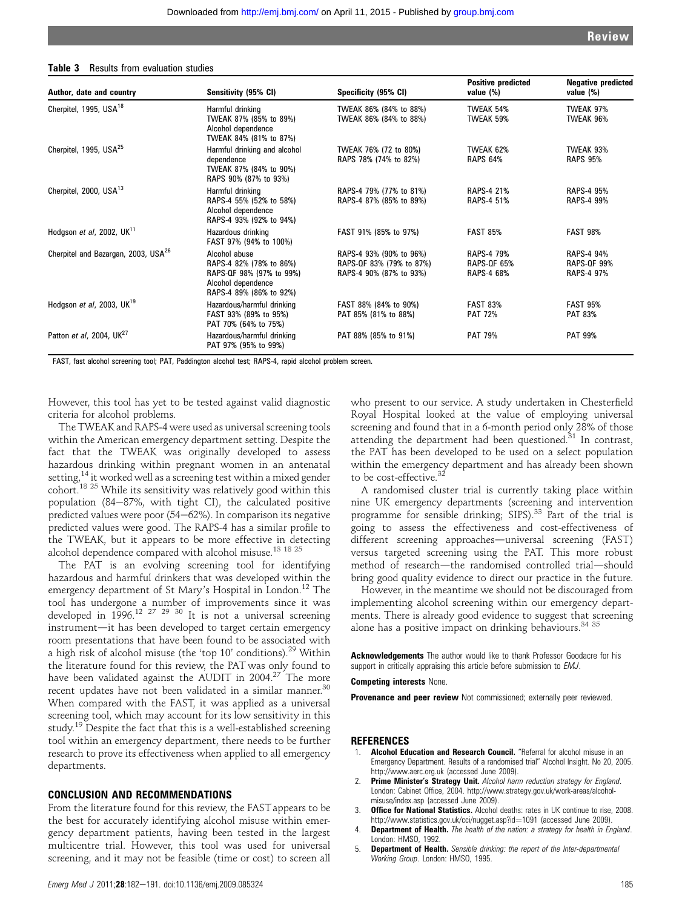**Table 3** Results from evaluation studies

| Author, date and country | Sensitivity (95% CI) | Specificity (95% CI) | Positive predicted value (%) | Negative predicted value (%) |
|---|---|---|---|---|
| Cherpitel, 1995, USA[18] | Harmful drinking<br>TWEAK 87% (85% to 89%)<br>Alcohol dependence<br>TWEAK 84% (81% to 87%) | TWEAK 86% (84% to 88%)<br>TWEAK 86% (84% to 88%) | TWEAK 54%<br>TWEAK 59% | TWEAK 97%<br>TWEAK 96% |
| Cherpitel, 1995, USA[25] | Harmful drinking and alcohol dependence<br>TWEAK 87% (84% to 90%)<br>RAPS 90% (87% to 93%) | TWEAK 76% (72 to 80%)<br>RAPS 78% (74% to 82%) | TWEAK 62%<br>RAPS 64% | TWEAK 93%<br>RAPS 95% |
| Cherpitel, 2000, USA[13] | Harmful drinking<br>RAPS-4 55% (52% to 58%)<br>Alcohol dependence<br>RAPS-4 93% (92% to 94%) | RAPS-4 79% (77% to 81%)<br>RAPS-4 87% (85% to 89%) | RAPS-4 21%<br>RAPS-4 51% | RAPS-4 95%<br>RAPS-4 99% |
| Hodgson *et al*, 2002, UK[11] | Hazardous drinking<br>FAST 97% (94% to 100%) | FAST 91% (85% to 97%) | FAST 85% | FAST 98% |
| Cherpitel and Bazargan, 2003, USA[26] | Alcohol abuse<br>RAPS-4 82% (78% to 86%)<br>RAPS-QF 98% (97% to 99%)<br>Alcohol dependence<br>RAPS-4 89% (86% to 92%) | RAPS-4 93% (90% to 96%)<br>RAPS-QF 83% (79% to 87%)<br>RAPS-4 90% (87% to 93%) | RAPS-4 79%<br>RAPS-QF 65%<br>RAPS-4 68% | RAPS-4 94%<br>RAPS-QF 99%<br>RAPS-4 97% |
| Hodgson *et al*, 2003, UK[19] | Hazardous/harmful drinking<br>FAST 93% (89% to 95%)<br>PAT 70% (64% to 75%) | FAST 88% (84% to 90%)<br>PAT 85% (81% to 88%) | FAST 83%<br>PAT 72% | FAST 95%<br>PAT 83% |
| Patton *et al*, 2004, UK[27] | Hazardous/harmful drinking<br>PAT 97% (95% to 99%) | PAT 88% (85% to 91%) | PAT 79% | PAT 99% |

FAST, fast alcohol screening tool; PAT, Paddington alcohol test; RAPS-4, rapid alcohol problem screen.

However, this tool has yet to be tested against valid diagnostic criteria for alcohol problems.

The TWEAK and RAPS-4 were used as universal screening tools within the American emergency department setting. Despite the fact that the TWEAK was originally developed to assess hazardous drinking within pregnant women in an antenatal setting,[14] it worked well as a screening test within a mixed gender cohort.[18 25] While its sensitivity was relatively good within this population (84–87%, with tight CI), the calculated positive predicted values were poor (54–62%). In comparison its negative predicted values were good. The RAPS-4 has a similar profile to the TWEAK, but it appears to be more effective in detecting alcohol dependence compared with alcohol misuse.[13 18 25]

The PAT is an evolving screening tool for identifying hazardous and harmful drinkers that was developed within the emergency department of St Mary's Hospital in London.[12] The tool has undergone a number of improvements since it was developed in 1996.[12 27 29 30] It is not a universal screening instrument—it has been developed to target certain emergency room presentations that have been found to be associated with a high risk of alcohol misuse (the 'top 10' conditions).[29] Within the literature found for this review, the PAT was only found to have been validated against the AUDIT in 2004.[27] The more recent updates have not been validated in a similar manner.[30] When compared with the FAST, it was applied as a universal screening tool, which may account for its low sensitivity in this study.[19] Despite the fact that this is a well-established screening tool within an emergency department, there needs to be further research to prove its effectiveness when applied to all emergency departments.

## CONCLUSION AND RECOMMENDATIONS

From the literature found for this review, the FAST appears to be the best for accurately identifying alcohol misuse within emergency department patients, having been tested in the largest multicentre trial. However, this tool was used for universal screening, and it may not be feasible (time or cost) to screen all who present to our service. A study undertaken in Chesterfield Royal Hospital looked at the value of employing universal screening and found that in a 6-month period only 28% of those attending the department had been questioned.[31] In contrast, the PAT has been developed to be used on a select population within the emergency department and has already been shown to be cost-effective.[32]

A randomised cluster trial is currently taking place within nine UK emergency departments (screening and intervention programme for sensible drinking; SIPS).[33] Part of the trial is going to assess the effectiveness and cost-effectiveness of different screening approaches—universal screening (FAST) versus targeted screening using the PAT. This more robust method of research—the randomised controlled trial—should bring good quality evidence to direct our practice in the future.

However, in the meantime we should not be discouraged from implementing alcohol screening within our emergency departments. There is already good evidence to suggest that screening alone has a positive impact on drinking behaviours.[34 35]

**Acknowledgements** The author would like to thank Professor Goodacre for his support in critically appraising this article before submission to *EMJ*.

**Competing interests** None.

**Provenance and peer review** Not commissioned; externally peer reviewed.

## REFERENCES

1. **Alcohol Education and Research Council.** "Referral for alcohol misuse in an Emergency Department. Results of a randomised trial" Alcohol Insight. No 20, 2005. http://www.aerc.org.uk (accessed June 2009).
2. **Prime Minister's Strategy Unit.** *Alcohol harm reduction strategy for England*. London: Cabinet Office, 2004. http://www.strategy.gov.uk/work-areas/alcohol-misuse/index.asp (accessed June 2009).
3. **Office for National Statistics.** Alcohol deaths: rates in UK continue to rise, 2008. http://www.statistics.gov.uk/cci/nugget.asp?id=1091 (accessed June 2009).
4. **Department of Health.** *The health of the nation: a strategy for health in England*. London: HMSO, 1992.
5. **Department of Health.** *Sensible drinking: the report of the Inter-departmental Working Group*. London: HMSO, 1995.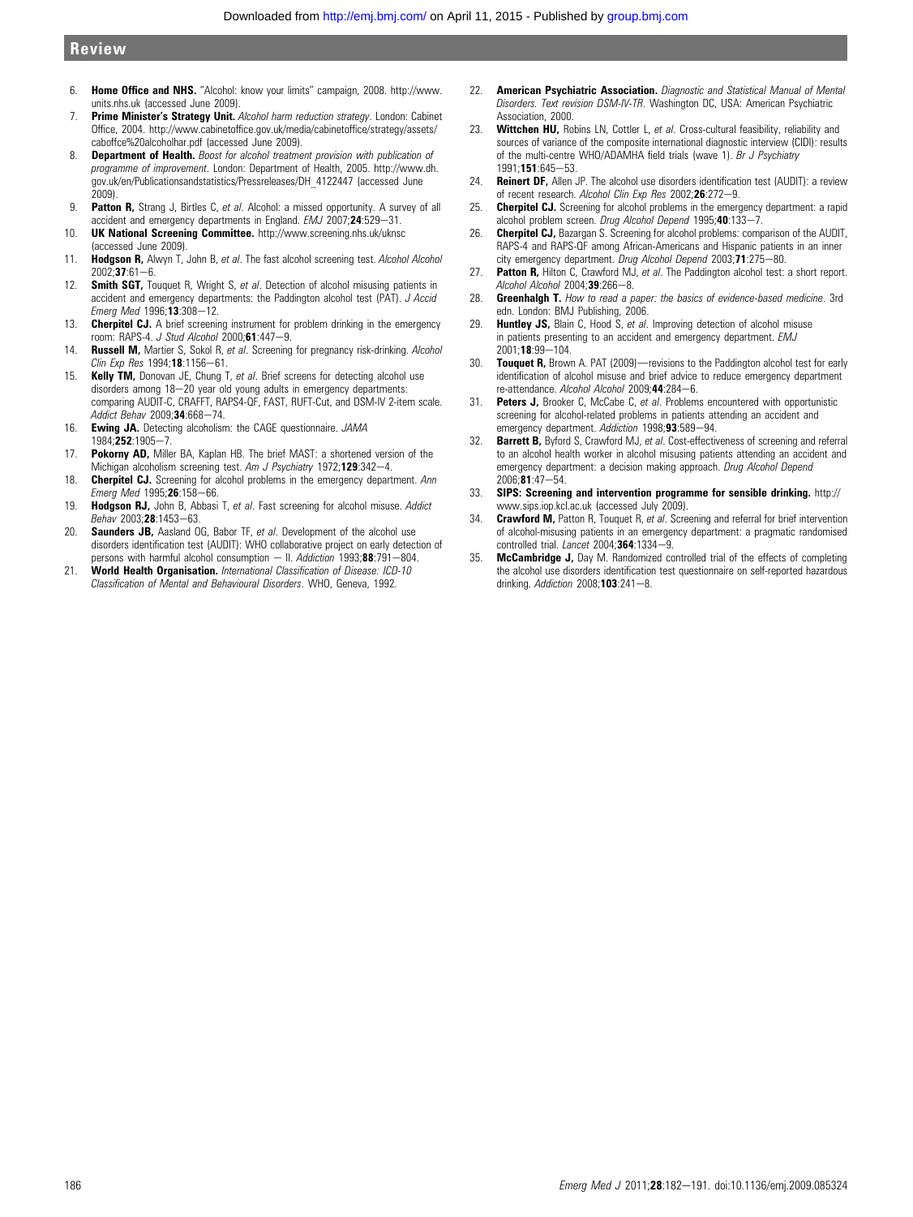6. **Home Office and NHS.** "Alcohol: know your limits" campaign, 2008. http://www.units.nhs.uk (accessed June 2009).
7. **Prime Minister's Strategy Unit.** *Alcohol harm reduction strategy*. London: Cabinet Office, 2004. http://www.cabinetoffice.gov.uk/media/cabinetoffice/strategy/assets/caboffce%20alcoholhar.pdf (accessed June 2009).
8. **Department of Health.** *Boost for alcohol treatment provision with publication of programme of improvement*. London: Department of Health, 2005. http://www.dh.gov.uk/en/Publicationsandstatistics/Pressreleases/DH_4122447 (accessed June 2009).
9. **Patton R,** Strang J, Birtles C, *et al*. Alcohol: a missed opportunity. A survey of all accident and emergency departments in England. *EMJ* 2007;**24**:529–31.
10. **UK National Screening Committee.** http://www.screening.nhs.uk/uknsc (accessed June 2009).
11. **Hodgson R,** Alwyn T, John B, *et al*. The fast alcohol screening test. *Alcohol Alcohol* 2002;**37**:61–6.
12. **Smith SGT,** Touquet R, Wright S, *et al*. Detection of alcohol misusing patients in accident and emergency departments: the Paddington alcohol test (PAT). *J Accid Emerg Med* 1996;**13**:308–12.
13. **Cherpitel CJ.** A brief screening instrument for problem drinking in the emergency room: RAPS-4. *J Stud Alcohol* 2000;**61**:447–9.
14. **Russell M,** Martier S, Sokol R, *et al*. Screening for pregnancy risk-drinking. *Alcohol Clin Exp Res* 1994;**18**:1156–61.
15. **Kelly TM,** Donovan JE, Chung T, *et al*. Brief screens for detecting alcohol use disorders among 18–20 year old young adults in emergency departments: comparing AUDIT-C, CRAFFT, RAPS4-QF, FAST, RUFT-Cut, and DSM-IV 2-item scale. *Addict Behav* 2009;**34**:668–74.
16. **Ewing JA.** Detecting alcoholism: the CAGE questionnaire. *JAMA* 1984;**252**:1905–7.
17. **Pokorny AD,** Miller BA, Kaplan HB. The brief MAST: a shortened version of the Michigan alcoholism screening test. *Am J Psychiatry* 1972;**129**:342–4.
18. **Cherpitel CJ.** Screening for alcohol problems in the emergency department. *Ann Emerg Med* 1995;**26**:158–66.
19. **Hodgson RJ,** John B, Abbasi T, *et al*. Fast screening for alcohol misuse. *Addict Behav* 2003;**28**:1453–63.
20. **Saunders JB,** Aasland OG, Babor TF, *et al*. Development of the alcohol use disorders identification test (AUDIT): WHO collaborative project on early detection of persons with harmful alcohol consumption — II. *Addiction* 1993;**88**:791–804.
21. **World Health Organisation.** *International Classification of Disease: ICD-10 Classification of Mental and Behavioural Disorders*. WHO, Geneva, 1992.
22. **American Psychiatric Association.** *Diagnostic and Statistical Manual of Mental Disorders. Text revision DSM-IV-TR*. Washington DC, USA: American Psychiatric Association, 2000.
23. **Wittchen HU,** Robins LN, Cottler L, *et al*. Cross-cultural feasibility, reliability and sources of variance of the composite international diagnostic interview (CIDI): results of the multi-centre WHO/ADAMHA field trials (wave 1). *Br J Psychiatry* 1991;**151**:645–53.
24. **Reinert DF,** Allen JP. The alcohol use disorders identification test (AUDIT): a review of recent research. *Alcohol Clin Exp Res* 2002;**26**:272–9.
25. **Cherpitel CJ.** Screening for alcohol problems in the emergency department: a rapid alcohol problem screen. *Drug Alcohol Depend* 1995;**40**:133–7.
26. **Cherpitel CJ,** Bazargan S. Screening for alcohol problems: comparison of the AUDIT, RAPS-4 and RAPS-QF among African-Americans and Hispanic patients in an inner city emergency department. *Drug Alcohol Depend* 2003;**71**:275–80.
27. **Patton R,** Hilton C, Crawford MJ, *et al*. The Paddington alcohol test: a short report. *Alcohol Alcohol* 2004;**39**:266–8.
28. **Greenhalgh T.** *How to read a paper: the basics of evidence-based medicine*. 3rd edn. London: BMJ Publishing, 2006.
29. **Huntley JS,** Blain C, Hood S, *et al*. Improving detection of alcohol misuse in patients presenting to an accident and emergency department. *EMJ* 2001;**18**:99–104.
30. **Touquet R,** Brown A. PAT (2009)—revisions to the Paddington alcohol test for early identification of alcohol misuse and brief advice to reduce emergency department re-attendance. *Alcohol Alcohol* 2009;**44**:284–6.
31. **Peters J,** Brooker C, McCabe C, *et al*. Problems encountered with opportunistic screening for alcohol-related problems in patients attending an accident and emergency department. *Addiction* 1998;**93**:589–94.
32. **Barrett B,** Byford S, Crawford MJ, *et al*. Cost-effectiveness of screening and referral to an alcohol health worker in alcohol misusing patients attending an accident and emergency department: a decision making approach. *Drug Alcohol Depend* 2006;**81**:47–54.
33. **SIPS: Screening and intervention programme for sensible drinking.** http://www.sips.iop.kcl.ac.uk (accessed July 2009).
34. **Crawford M,** Patton R, Touquet R, *et al*. Screening and referral for brief intervention of alcohol-misusing patients in an emergency department: a pragmatic randomised controlled trial. *Lancet* 2004;**364**:1334–9.
35. **McCambridge J,** Day M. Randomized controlled trial of the effects of completing the alcohol use disorders identification test questionnaire on self-reported hazardous drinking. *Addiction* 2008;**103**:241–8.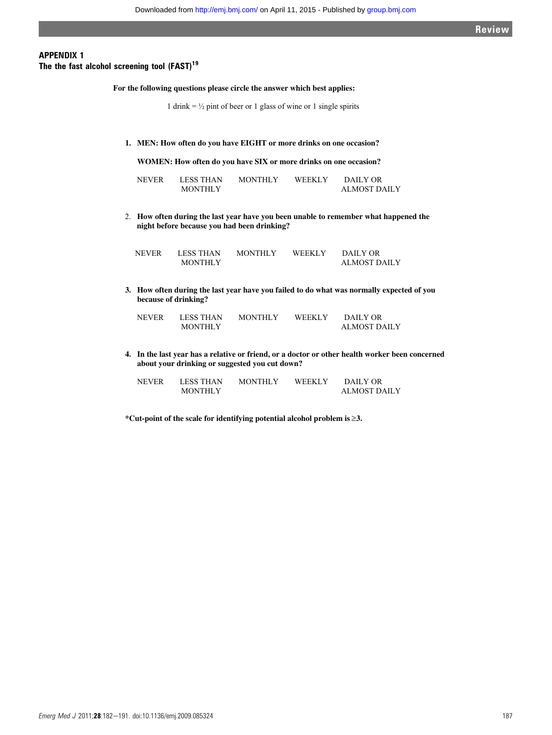## APPENDIX 1

### The the fast alcohol screening tool (FAST)[19]

**For the following questions please circle the answer which best applies:**

1 drink = ½ pint of beer or 1 glass of wine or 1 single spirits

**1. MEN: How often do you have EIGHT or more drinks on one occasion?**

**WOMEN: How often do you have SIX or more drinks on one occasion?**

| NEVER | LESS THAN MONTHLY | MONTHLY | WEEKLY | DAILY OR ALMOST DAILY |
|---|---|---|---|---|

**2. How often during the last year have you been unable to remember what happened the night before because you had been drinking?**

| NEVER | LESS THAN MONTHLY | MONTHLY | WEEKLY | DAILY OR ALMOST DAILY |
|---|---|---|---|---|

**3. How often during the last year have you failed to do what was normally expected of you because of drinking?**

| NEVER | LESS THAN MONTHLY | MONTHLY | WEEKLY | DAILY OR ALMOST DAILY |
|---|---|---|---|---|

**4. In the last year has a relative or friend, or a doctor or other health worker been concerned about your drinking or suggested you cut down?**

| NEVER | LESS THAN MONTHLY | MONTHLY | WEEKLY | DAILY OR ALMOST DAILY |
|---|---|---|---|---|

**\*Cut-point of the scale for identifying potential alcohol problem is ≥3.**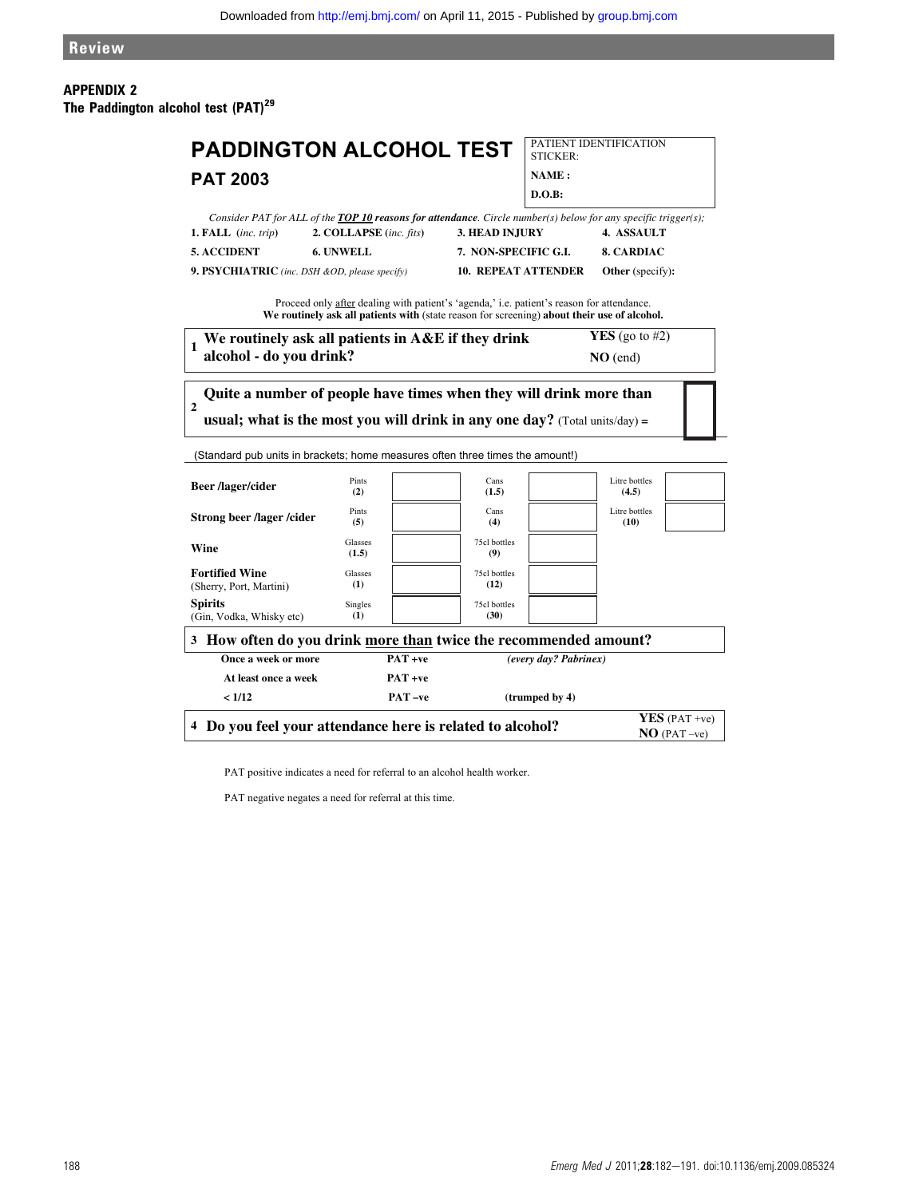## APPENDIX 2

**The Paddington alcohol test (PAT)[29]**

# PADDINGTON ALCOHOL TEST

## PAT 2003

| PATIENT IDENTIFICATION STICKER: |
|---|
| **NAME :** |
| **D.O.B:** |

*Consider PAT for ALL of the* ***TOP 10 reasons for attendance****. Circle number(s) below for any specific trigger(s);*

| | | | |
|---|---|---|---|
| **1. FALL** (*inc. trip*) | **2. COLLAPSE** (*inc. fits*) | **3. HEAD INJURY** | **4. ASSAULT** |
| **5. ACCIDENT** | **6. UNWELL** | **7. NON-SPECIFIC G.I.** | **8. CARDIAC** |
| **9. PSYCHIATRIC** (*inc. DSH &OD, please specify*) | | **10. REPEAT ATTENDER** | **Other** (specify)**:** |

Proceed only after dealing with patient's 'agenda,' i.e. patient's reason for attendance.
**We routinely ask all patients with** (state reason for screening) **about their use of alcohol.**

**1** **We routinely ask all patients in A&E if they drink alcohol - do you drink?** — **YES** (go to #2) / **NO** (end)

**2** **Quite a number of people have times when they will drink more than usual; what is the most you will drink in any one day?** (Total units/day) =

(Standard pub units in brackets; home measures often three times the amount!)

| | | | | | | |
|---|---|---|---|---|---|---|
| **Beer /lager/cider** | Pints **(2)** | | Cans **(1.5)** | | Litre bottles **(4.5)** | |
| **Strong beer /lager /cider** | Pints **(5)** | | Cans **(4)** | | Litre bottles **(10)** | |
| **Wine** | Glasses **(1.5)** | | 75cl bottles **(9)** | | | |
| **Fortified Wine** (Sherry, Port, Martini) | Glasses **(1)** | | 75cl bottles **(12)** | | | |
| **Spirits** (Gin, Vodka, Whisky etc) | Singles **(1)** | | 75cl bottles **(30)** | | | |

**3** **How often do you drink more than twice the recommended amount?**

| | | |
|---|---|---|
| **Once a week or more** | **PAT +ve** | ***(every day? Pabrinex)*** |
| **At least once a week** | **PAT +ve** | |
| **< 1/12** | **PAT –ve** | **(trumped by 4)** |

**4** **Do you feel your attendance here is related to alcohol?** — **YES** (PAT +ve) / **NO** (PAT –ve)

PAT positive indicates a need for referral to an alcohol health worker.

PAT negative negates a need for referral at this time.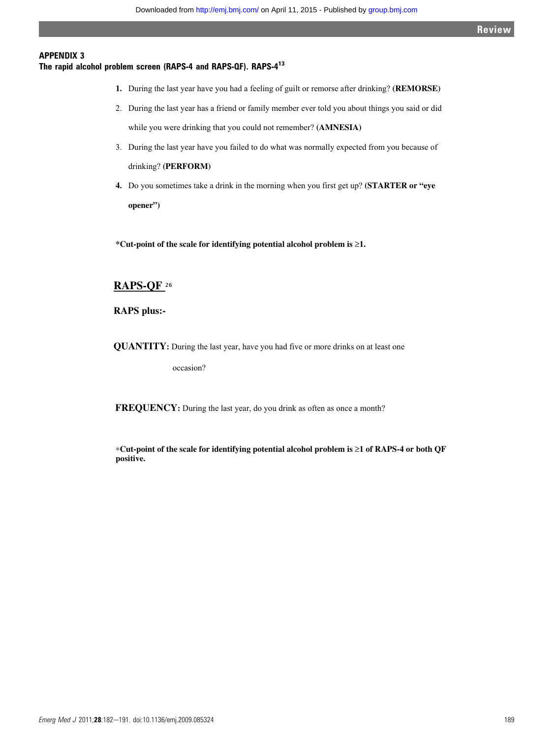## APPENDIX 3

### The rapid alcohol problem screen (RAPS-4 and RAPS-QF). RAPS-4[13]

1. During the last year have you had a feeling of guilt or remorse after drinking? **(REMORSE)**
2. During the last year has a friend or family member ever told you about things you said or did while you were drinking that you could not remember? **(AMNESIA)**
3. During the last year have you failed to do what was normally expected from you because of drinking? **(PERFORM)**
4. Do you sometimes take a drink in the morning when you first get up? **(STARTER or "eye opener")**

**\*Cut-point of the scale for identifying potential alcohol problem is ≥1.**

### RAPS-QF[26]

**RAPS plus:-**

**QUANTITY:** During the last year, have you had five or more drinks on at least one occasion?

**FREQUENCY:** During the last year, do you drink as often as once a month?

**\*Cut-point of the scale for identifying potential alcohol problem is ≥1 of RAPS-4 or both QF positive.**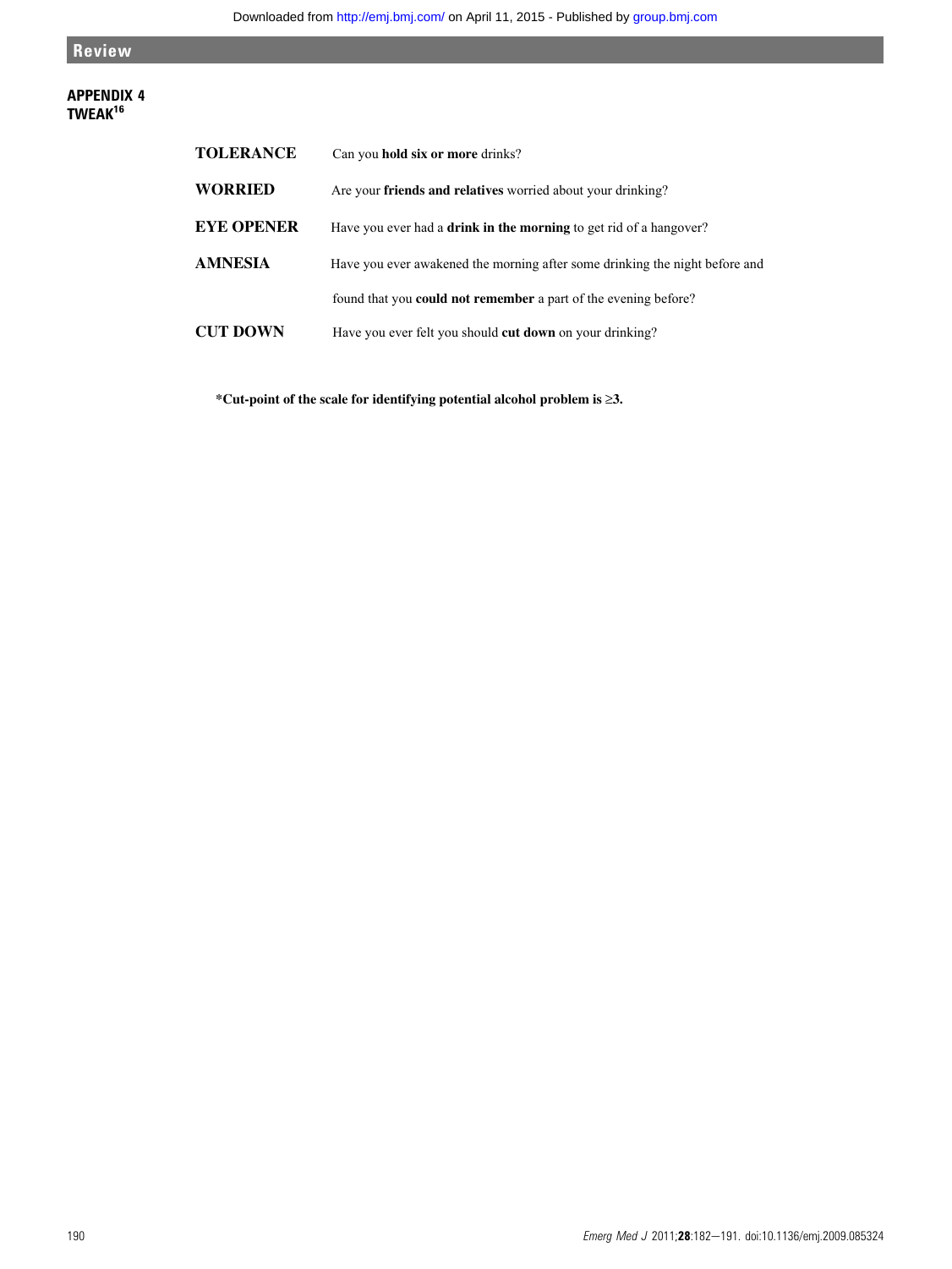## APPENDIX 4
## TWEAK[16]

| | |
|---|---|
| **TOLERANCE** | Can you **hold six or more** drinks? |
| **WORRIED** | Are your **friends and relatives** worried about your drinking? |
| **EYE OPENER** | Have you ever had a **drink in the morning** to get rid of a hangover? |
| **AMNESIA** | Have you ever awakened the morning after some drinking the night before and found that you **could not remember** a part of the evening before? |
| **CUT DOWN** | Have you ever felt you should **cut down** on your drinking? |

**\*Cut-point of the scale for identifying potential alcohol problem is ≥3.**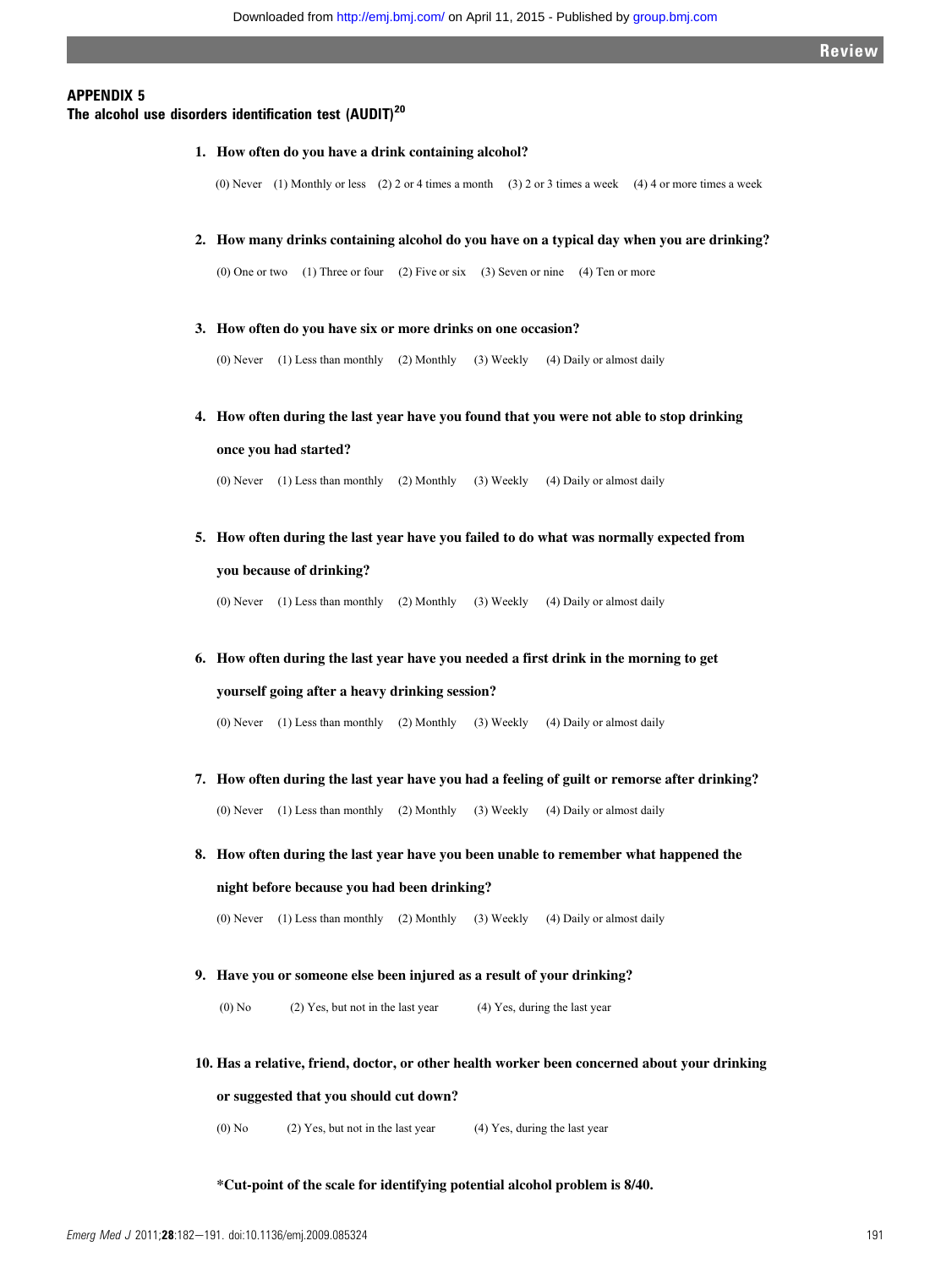## APPENDIX 5

### The alcohol use disorders identification test (AUDIT)[20]

**1. How often do you have a drink containing alcohol?**

(0) Never (1) Monthly or less (2) 2 or 4 times a month (3) 2 or 3 times a week (4) 4 or more times a week

**2. How many drinks containing alcohol do you have on a typical day when you are drinking?**

(0) One or two (1) Three or four (2) Five or six (3) Seven or nine (4) Ten or more

**3. How often do you have six or more drinks on one occasion?**

(0) Never (1) Less than monthly (2) Monthly (3) Weekly (4) Daily or almost daily

**4. How often during the last year have you found that you were not able to stop drinking once you had started?**

(0) Never (1) Less than monthly (2) Monthly (3) Weekly (4) Daily or almost daily

**5. How often during the last year have you failed to do what was normally expected from you because of drinking?**

(0) Never (1) Less than monthly (2) Monthly (3) Weekly (4) Daily or almost daily

**6. How often during the last year have you needed a first drink in the morning to get yourself going after a heavy drinking session?**

(0) Never (1) Less than monthly (2) Monthly (3) Weekly (4) Daily or almost daily

**7. How often during the last year have you had a feeling of guilt or remorse after drinking?**

(0) Never (1) Less than monthly (2) Monthly (3) Weekly (4) Daily or almost daily

**8. How often during the last year have you been unable to remember what happened the night before because you had been drinking?**

(0) Never (1) Less than monthly (2) Monthly (3) Weekly (4) Daily or almost daily

**9. Have you or someone else been injured as a result of your drinking?**

(0) No (2) Yes, but not in the last year (4) Yes, during the last year

**10. Has a relative, friend, doctor, or other health worker been concerned about your drinking or suggested that you should cut down?**

(0) No (2) Yes, but not in the last year (4) Yes, during the last year

**\*Cut-point of the scale for identifying potential alcohol problem is 8/40.**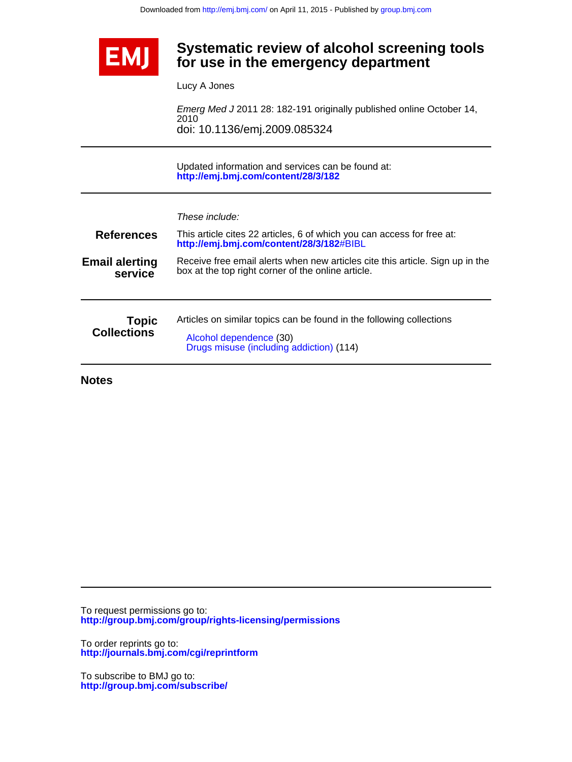Downloaded from http://emj.bmj.com/ on April 11, 2015 - Published by group.bmj.com

EMJ

# Systematic review of alcohol screening tools for use in the emergency department

Lucy A Jones

*Emerg Med J* 2011 28: 182-191 originally published online October 14, 2010

doi: 10.1136/emj.2009.085324

---

Updated information and services can be found at:
**http://emj.bmj.com/content/28/3/182**

---

*These include:*

**References**

This article cites 22 articles, 6 of which you can access for free at:
**http://emj.bmj.com/content/28/3/182**#BIBL

**Email alerting service**

Receive free email alerts when new articles cite this article. Sign up in the box at the top right corner of the online article.

---

**Topic Collections**

Articles on similar topics can be found in the following collections

- Alcohol dependence (30)
- Drugs misuse (including addiction) (114)

---

## Notes

---

To request permissions go to:
**http://group.bmj.com/group/rights-licensing/permissions**

To order reprints go to:
**http://journals.bmj.com/cgi/reprintform**

To subscribe to BMJ go to:
**http://group.bmj.com/subscribe/**